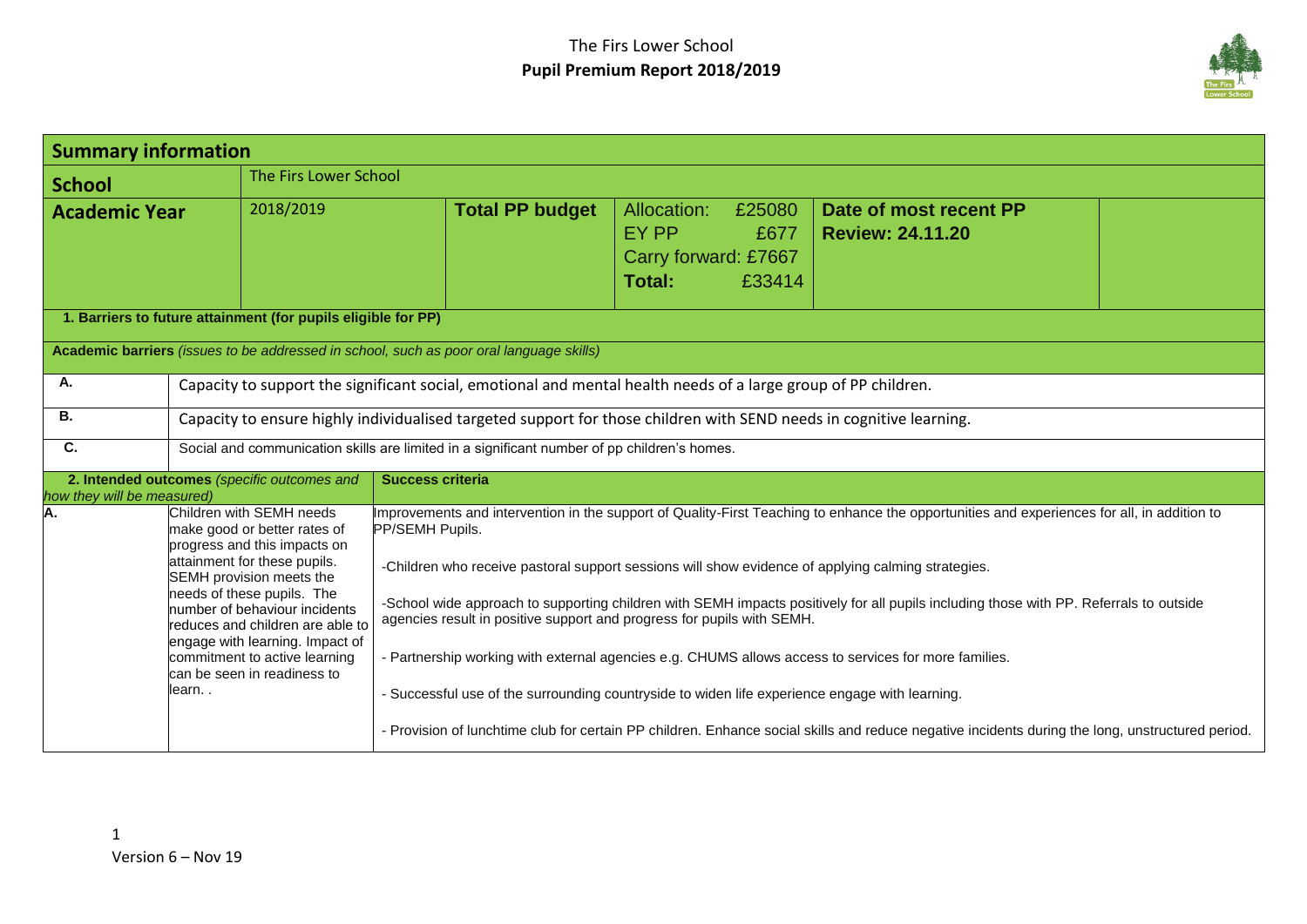# The Firs Lower School
## Pupil Premium Report 2018/2019

| **Summary information** | | | | |
|---|---|---|---|---|
| **School** | The Firs Lower School | | | |
| **Academic Year** | 2018/2019 | **Total PP budget** | Allocation: £25080<br>EY PP £677<br>Carry forward: £7667<br>**Total: £33414** | **Date of most recent PP Review: 24.11.20** |

**1. Barriers to future attainment (for pupils eligible for PP)**

| **Academic barriers** *(issues to be addressed in school, such as poor oral language skills)* | |
|---|---|
| **A.** | Capacity to support the significant social, emotional and mental health needs of a large group of PP children. |
| **B.** | Capacity to ensure highly individualised targeted support for those children with SEND needs in cognitive learning. |
| **C.** | Social and communication skills are limited in a significant number of pp children's homes. |

| **2. Intended outcomes** *(specific outcomes and how they will be measured)* | | **Success criteria** |
|---|---|---|
| **A.** | Children with SEMH needs make good or better rates of progress and this impacts on attainment for these pupils. SEMH provision meets the needs of these pupils. The number of behaviour incidents reduces and children are able to engage with learning. Impact of commitment to active learning can be seen in readiness to learn. . | Improvements and intervention in the support of Quality-First Teaching to enhance the opportunities and experiences for all, in addition to PP/SEMH Pupils.<br><br>-Children who receive pastoral support sessions will show evidence of applying calming strategies.<br><br>-School wide approach to supporting children with SEMH impacts positively for all pupils including those with PP. Referrals to outside agencies result in positive support and progress for pupils with SEMH.<br><br>- Partnership working with external agencies e.g. CHUMS allows access to services for more families.<br><br>- Successful use of the surrounding countryside to widen life experience engage with learning.<br><br>- Provision of lunchtime club for certain PP children. Enhance social skills and reduce negative incidents during the long, unstructured period. |

Version 6 – Nov 19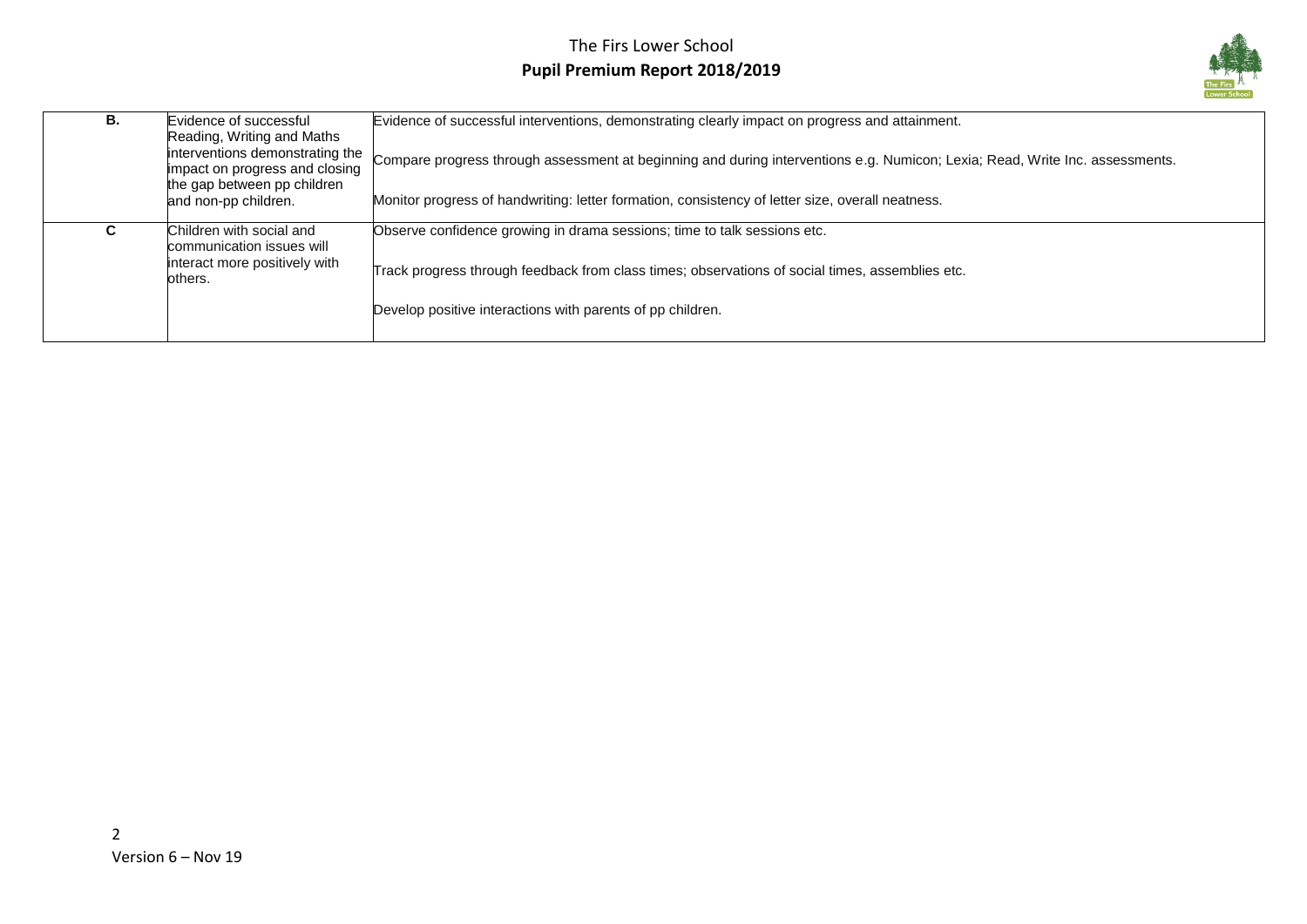| | | |
|---|---|---|
| **B.** | Evidence of successful Reading, Writing and Maths interventions demonstrating the impact on progress and closing the gap between pp children and non-pp children. | Evidence of successful interventions, demonstrating clearly impact on progress and attainment.<br><br>Compare progress through assessment at beginning and during interventions e.g. Numicon; Lexia; Read, Write Inc. assessments.<br><br>Monitor progress of handwriting: letter formation, consistency of letter size, overall neatness. |
| **C** | Children with social and communication issues will interact more positively with others. | Observe confidence growing in drama sessions; time to talk sessions etc.<br><br>Track progress through feedback from class times; observations of social times, assemblies etc.<br><br>Develop positive interactions with parents of pp children. |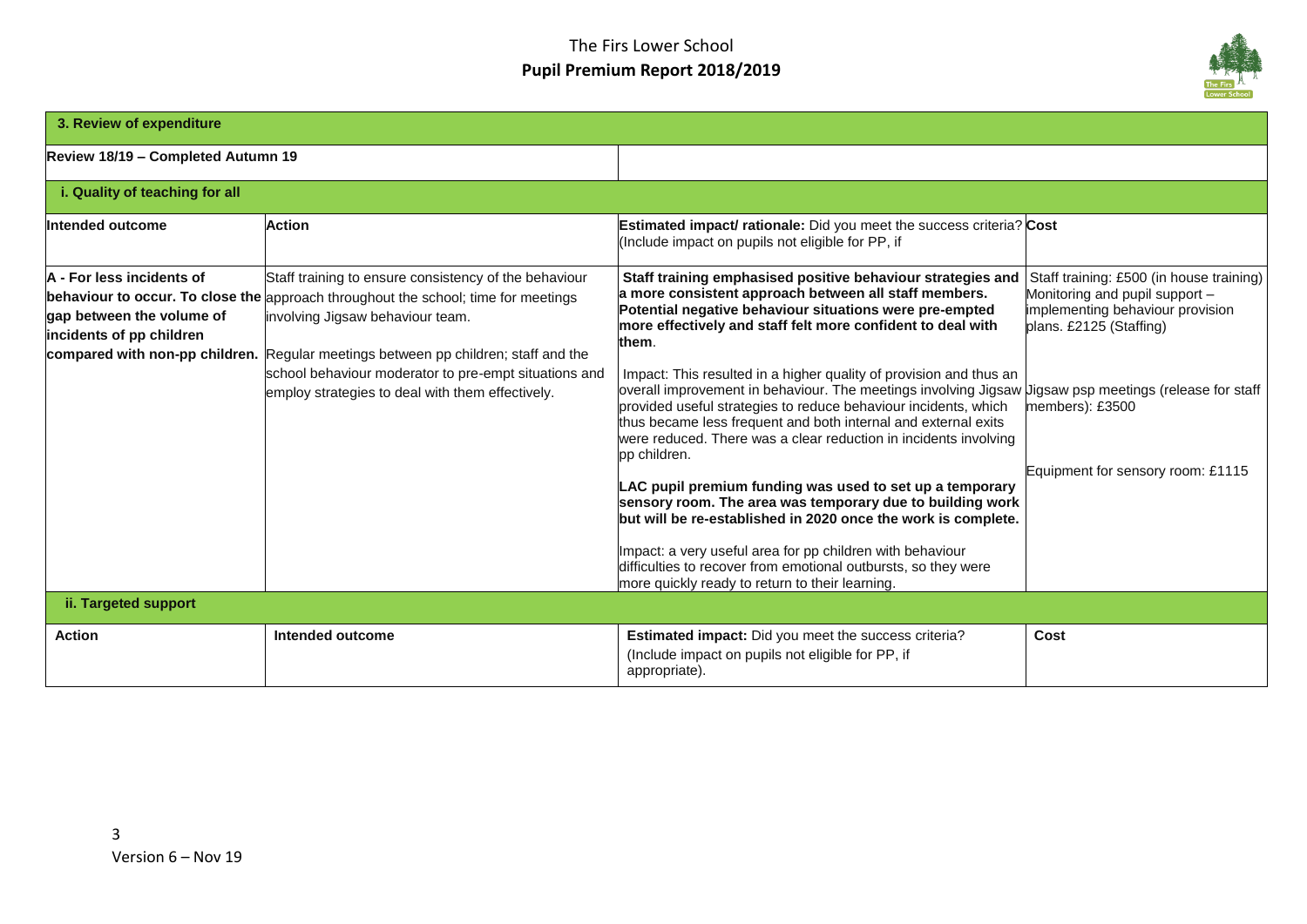| 3. Review of expenditure | | | |
|---|---|---|---|
| **Review 18/19 – Completed Autumn 19** | | | |
| **i. Quality of teaching for all** | | | |
| **Intended outcome** | **Action** | **Estimated impact/ rationale:** Did you meet the success criteria? (Include impact on pupils not eligible for PP, if | **Cost** |
| **A - For less incidents of behaviour to occur. To close the gap between the volume of incidents of pp children compared with non-pp children.** | Staff training to ensure consistency of the behaviour approach throughout the school; time for meetings involving Jigsaw behaviour team.<br><br>Regular meetings between pp children; staff and the school behaviour moderator to pre-empt situations and employ strategies to deal with them effectively. | **Staff training emphasised positive behaviour strategies and a more consistent approach between all staff members. Potential negative behaviour situations were pre-empted more effectively and staff felt more confident to deal with them**.<br><br>Impact: This resulted in a higher quality of provision and thus an overall improvement in behaviour. The meetings involving Jigsaw provided useful strategies to reduce behaviour incidents, which thus became less frequent and both internal and external exits were reduced. There was a clear reduction in incidents involving pp children.<br><br>**LAC pupil premium funding was used to set up a temporary sensory room. The area was temporary due to building work but will be re-established in 2020 once the work is complete.**<br><br>Impact: a very useful area for pp children with behaviour difficulties to recover from emotional outbursts, so they were more quickly ready to return to their learning. | Staff training: £500 (in house training) Monitoring and pupil support – implementing behaviour provision plans. £2125 (Staffing)<br><br>Jigsaw psp meetings (release for staff members): £3500<br><br>Equipment for sensory room: £1115 |
| **ii. Targeted support** | | | |
| **Action** | **Intended outcome** | **Estimated impact:** Did you meet the success criteria? (Include impact on pupils not eligible for PP, if appropriate). | **Cost** |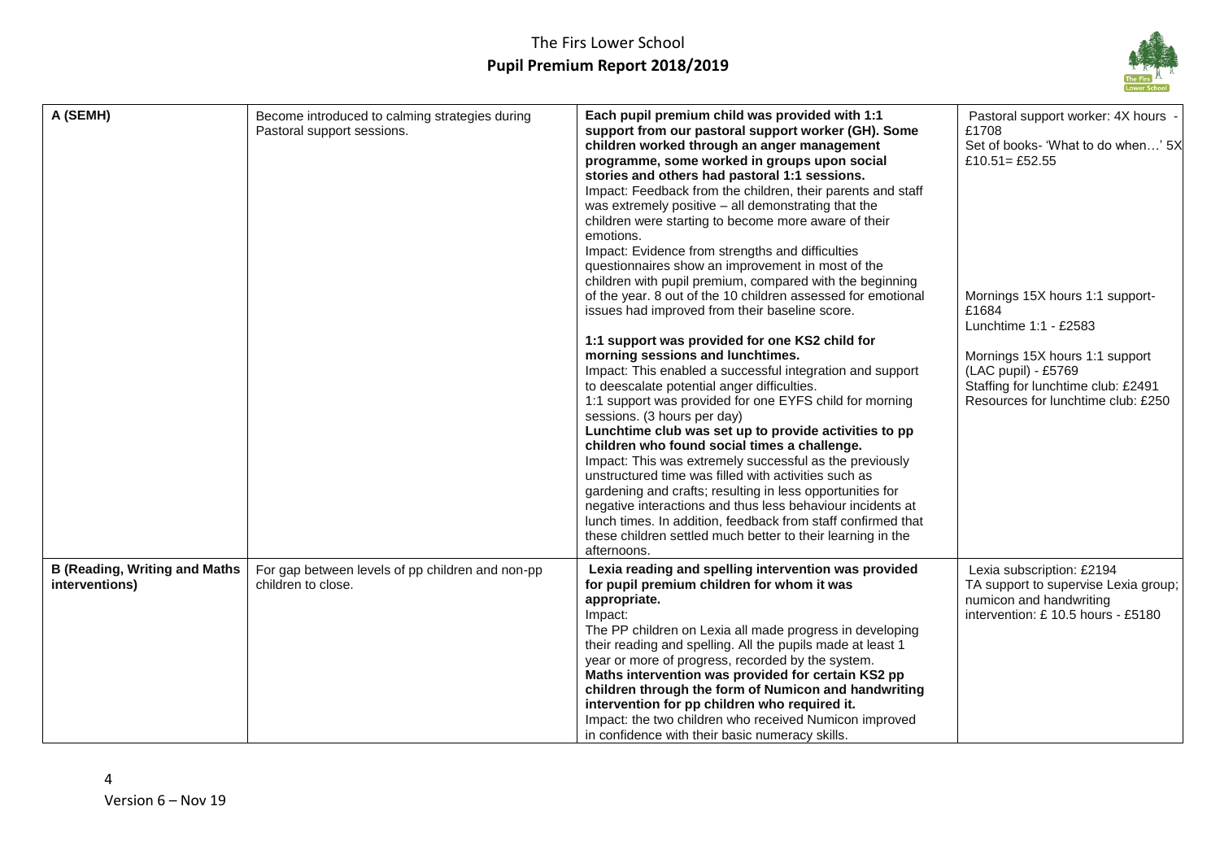| A (SEMH) | Become introduced to calming strategies during Pastoral support sessions. | **Each pupil premium child was provided with 1:1 support from our pastoral support worker (GH). Some children worked through an anger management programme, some worked in groups upon social stories and others had pastoral 1:1 sessions.**<br>Impact: Feedback from the children, their parents and staff was extremely positive – all demonstrating that the children were starting to become more aware of their emotions.<br>Impact: Evidence from strengths and difficulties questionnaires show an improvement in most of the children with pupil premium, compared with the beginning of the year. 8 out of the 10 children assessed for emotional issues had improved from their baseline score.<br><br>**1:1 support was provided for one KS2 child for morning sessions and lunchtimes.**<br>Impact: This enabled a successful integration and support to deescalate potential anger difficulties.<br>1:1 support was provided for one EYFS child for morning sessions. (3 hours per day)<br>**Lunchtime club was set up to provide activities to pp children who found social times a challenge.**<br>Impact: This was extremely successful as the previously unstructured time was filled with activities such as gardening and crafts; resulting in less opportunities for negative interactions and thus less behaviour incidents at lunch times. In addition, feedback from staff confirmed that these children settled much better to their learning in the afternoons. | Pastoral support worker: 4X hours - £1708<br>Set of books- 'What to do when…' 5X £10.51= £52.55<br><br>Mornings 15X hours 1:1 support- £1684<br>Lunchtime 1:1 - £2583<br><br>Mornings 15X hours 1:1 support (LAC pupil) - £5769<br>Staffing for lunchtime club: £2491<br>Resources for lunchtime club: £250 |
|---|---|---|---|
| **B (Reading, Writing and Maths interventions)** | For gap between levels of pp children and non-pp children to close. | **Lexia reading and spelling intervention was provided for pupil premium children for whom it was appropriate.**<br>Impact:<br>The PP children on Lexia all made progress in developing their reading and spelling. All the pupils made at least 1 year or more of progress, recorded by the system.<br>**Maths intervention was provided for certain KS2 pp children through the form of Numicon and handwriting intervention for pp children who required it.**<br>Impact: the two children who received Numicon improved in confidence with their basic numeracy skills. | Lexia subscription: £2194<br>TA support to supervise Lexia group; numicon and handwriting intervention: £ 10.5 hours - £5180 |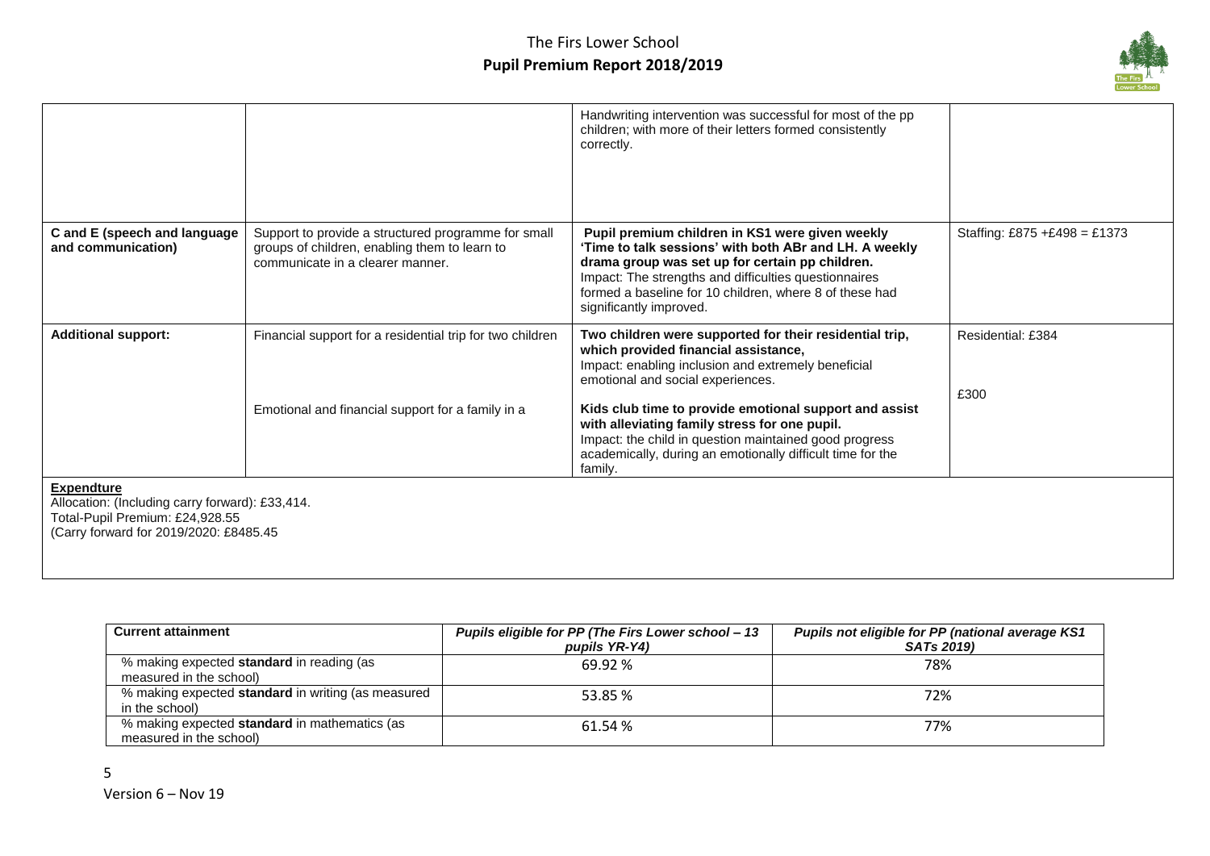| | | | |
|---|---|---|---|
| | | Handwriting intervention was successful for most of the pp children; with more of their letters formed consistently correctly. | |
| **C and E (speech and language and communication)** | Support to provide a structured programme for small groups of children, enabling them to learn to communicate in a clearer manner. | **Pupil premium children in KS1 were given weekly 'Time to talk sessions' with both ABr and LH. A weekly drama group was set up for certain pp children.** Impact: The strengths and difficulties questionnaires formed a baseline for 10 children, where 8 of these had significantly improved. | Staffing: £875 +£498 = £1373 |
| **Additional support:** | Financial support for a residential trip for two children<br><br>Emotional and financial support for a family in a | **Two children were supported for their residential trip, which provided financial assistance,** Impact: enabling inclusion and extremely beneficial emotional and social experiences.<br><br>**Kids club time to provide emotional support and assist with alleviating family stress for one pupil.** Impact: the child in question maintained good progress academically, during an emotionally difficult time for the family. | Residential: £384<br><br>£300 |

**Expendture**
Allocation: (Including carry forward): £33,414.
Total-Pupil Premium: £24,928.55
(Carry forward for 2019/2020: £8485.45

| **Current attainment** | ***Pupils eligible for PP (The Firs Lower school – 13 pupils YR-Y4)*** | ***Pupils not eligible for PP (national average KS1 SATs 2019)*** |
|---|---|---|
| % making expected **standard** in reading (as measured in the school) | 69.92 % | 78% |
| % making expected **standard** in writing (as measured in the school) | 53.85 % | 72% |
| % making expected **standard** in mathematics (as measured in the school) | 61.54 % | 77% |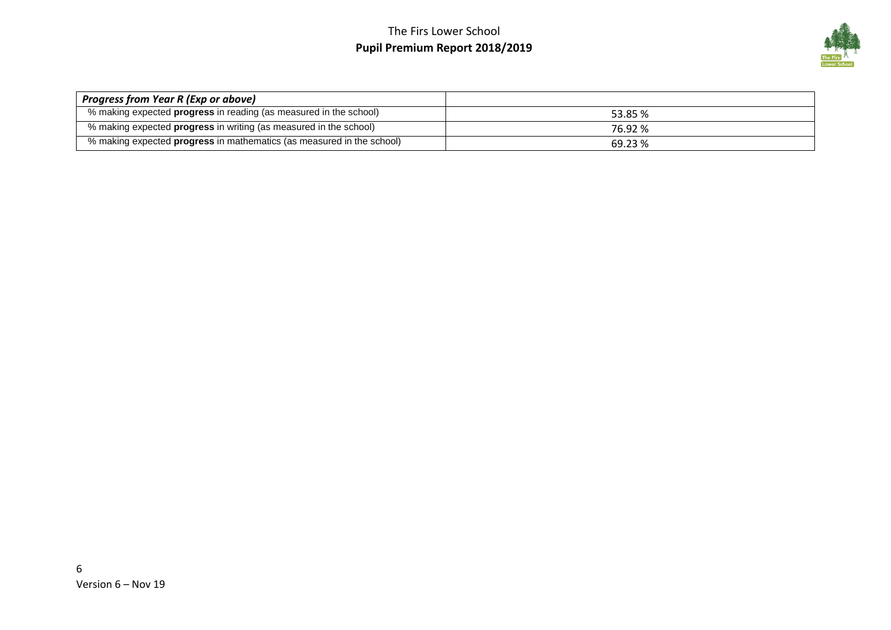| *Progress from Year R (Exp or above)* | |
|---|---|
| % making expected **progress** in reading (as measured in the school) | 53.85 % |
| % making expected **progress** in writing (as measured in the school) | 76.92 % |
| % making expected **progress** in mathematics (as measured in the school) | 69.23 % |